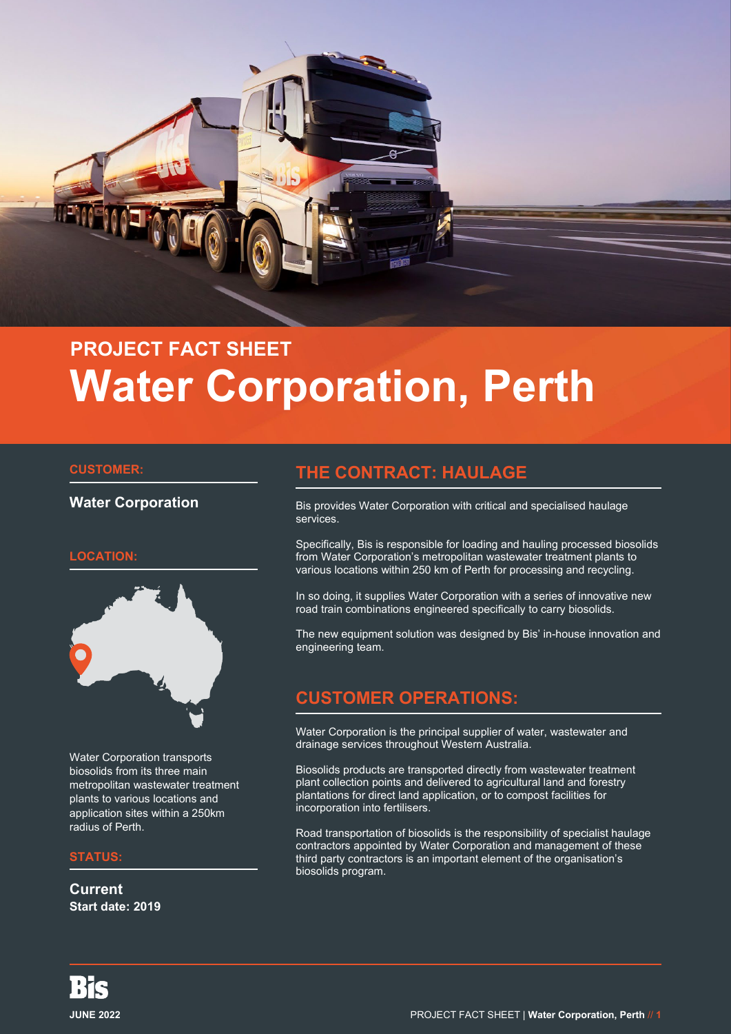PROJECT FACT SHEET

# Water Corporation, Perth

## CUSTOMER:

**Water Corporation**

## LOCATION:

Water Corporation transports biosolids from its three main metropolitan wastewater treatment plants to various locations and application sites within a 250km radius of Perth.

## STATUS:

**Current**
**Start date: 2019**

## THE CONTRACT: HAULAGE

Bis provides Water Corporation with critical and specialised haulage services.

Specifically, Bis is responsible for loading and hauling processed biosolids from Water Corporation's metropolitan wastewater treatment plants to various locations within 250 km of Perth for processing and recycling.

In so doing, it supplies Water Corporation with a series of innovative new road train combinations engineered specifically to carry biosolids.

The new equipment solution was designed by Bis' in-house innovation and engineering team.

## CUSTOMER OPERATIONS:

Water Corporation is the principal supplier of water, wastewater and drainage services throughout Western Australia.

Biosolids products are transported directly from wastewater treatment plant collection points and delivered to agricultural land and forestry plantations for direct land application, or to compost facilities for incorporation into fertilisers.

Road transportation of biosolids is the responsibility of specialist haulage contractors appointed by Water Corporation and management of these third party contractors is an important element of the organisation's biosolids program.

**JUNE 2022**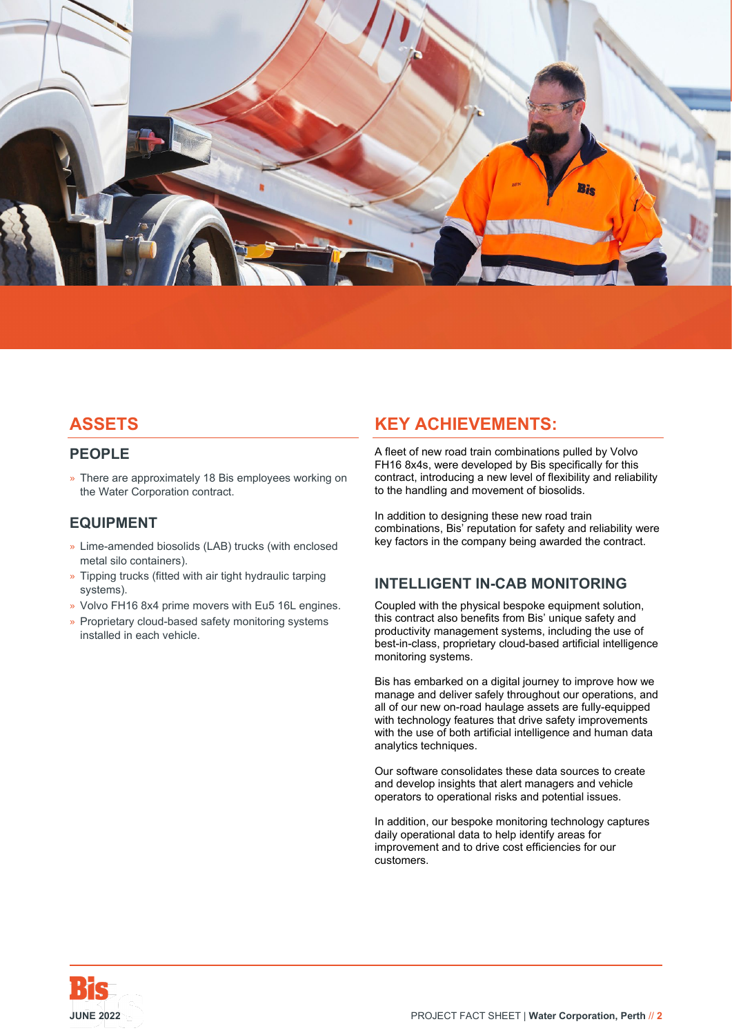## ASSETS

### PEOPLE

- There are approximately 18 Bis employees working on the Water Corporation contract.

### EQUIPMENT

- Lime-amended biosolids (LAB) trucks (with enclosed metal silo containers).
- Tipping trucks (fitted with air tight hydraulic tarping systems).
- Volvo FH16 8x4 prime movers with Eu5 16L engines.
- Proprietary cloud-based safety monitoring systems installed in each vehicle.

## KEY ACHIEVEMENTS:

A fleet of new road train combinations pulled by Volvo FH16 8x4s, were developed by Bis specifically for this contract, introducing a new level of flexibility and reliability to the handling and movement of biosolids.

In addition to designing these new road train combinations, Bis' reputation for safety and reliability were key factors in the company being awarded the contract.

### INTELLIGENT IN-CAB MONITORING

Coupled with the physical bespoke equipment solution, this contract also benefits from Bis' unique safety and productivity management systems, including the use of best-in-class, proprietary cloud-based artificial intelligence monitoring systems.

Bis has embarked on a digital journey to improve how we manage and deliver safely throughout our operations, and all of our new on-road haulage assets are fully-equipped with technology features that drive safety improvements with the use of both artificial intelligence and human data analytics techniques.

Our software consolidates these data sources to create and develop insights that alert managers and vehicle operators to operational risks and potential issues.

In addition, our bespoke monitoring technology captures daily operational data to help identify areas for improvement and to drive cost efficiencies for our customers.